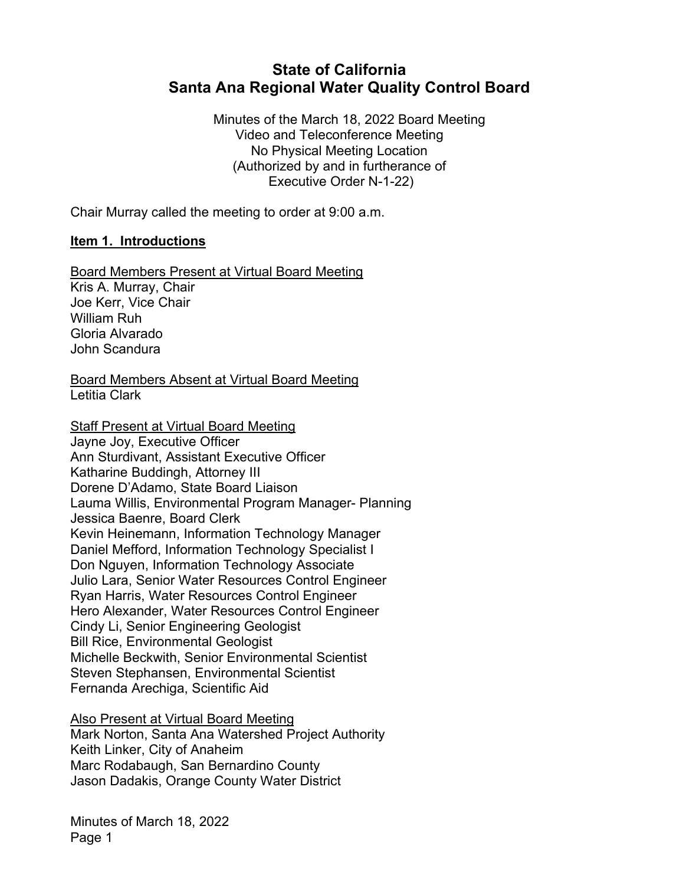# State of California
# Santa Ana Regional Water Quality Control Board

Minutes of the March 18, 2022 Board Meeting
Video and Teleconference Meeting
No Physical Meeting Location
(Authorized by and in furtherance of
Executive Order N-1-22)

Chair Murray called the meeting to order at 9:00 a.m.

**Item 1. Introductions**

Board Members Present at Virtual Board Meeting
Kris A. Murray, Chair
Joe Kerr, Vice Chair
William Ruh
Gloria Alvarado
John Scandura

Board Members Absent at Virtual Board Meeting
Letitia Clark

Staff Present at Virtual Board Meeting
Jayne Joy, Executive Officer
Ann Sturdivant, Assistant Executive Officer
Katharine Buddingh, Attorney III
Dorene D'Adamo, State Board Liaison
Lauma Willis, Environmental Program Manager- Planning
Jessica Baenre, Board Clerk
Kevin Heinemann, Information Technology Manager
Daniel Mefford, Information Technology Specialist I
Don Nguyen, Information Technology Associate
Julio Lara, Senior Water Resources Control Engineer
Ryan Harris, Water Resources Control Engineer
Hero Alexander, Water Resources Control Engineer
Cindy Li, Senior Engineering Geologist
Bill Rice, Environmental Geologist
Michelle Beckwith, Senior Environmental Scientist
Steven Stephansen, Environmental Scientist
Fernanda Arechiga, Scientific Aid

Also Present at Virtual Board Meeting
Mark Norton, Santa Ana Watershed Project Authority
Keith Linker, City of Anaheim
Marc Rodabaugh, San Bernardino County
Jason Dadakis, Orange County Water District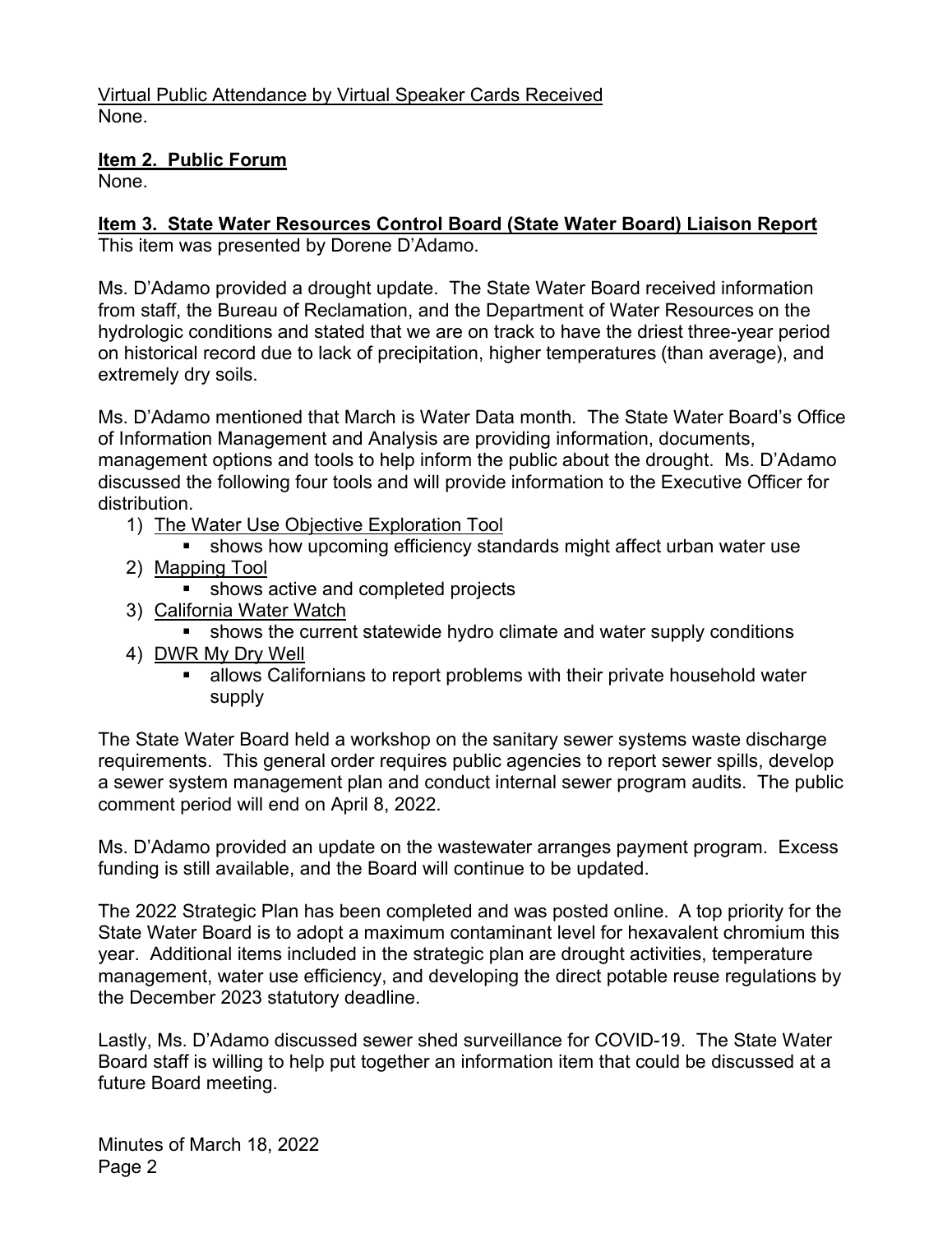Virtual Public Attendance by Virtual Speaker Cards Received
None.

**Item 2. Public Forum**
None.

**Item 3. State Water Resources Control Board (State Water Board) Liaison Report**
This item was presented by Dorene D'Adamo.

Ms. D'Adamo provided a drought update. The State Water Board received information from staff, the Bureau of Reclamation, and the Department of Water Resources on the hydrologic conditions and stated that we are on track to have the driest three-year period on historical record due to lack of precipitation, higher temperatures (than average), and extremely dry soils.

Ms. D'Adamo mentioned that March is Water Data month. The State Water Board's Office of Information Management and Analysis are providing information, documents, management options and tools to help inform the public about the drought. Ms. D'Adamo discussed the following four tools and will provide information to the Executive Officer for distribution.

1) The Water Use Objective Exploration Tool
   - shows how upcoming efficiency standards might affect urban water use
2) Mapping Tool
   - shows active and completed projects
3) California Water Watch
   - shows the current statewide hydro climate and water supply conditions
4) DWR My Dry Well
   - allows Californians to report problems with their private household water supply

The State Water Board held a workshop on the sanitary sewer systems waste discharge requirements. This general order requires public agencies to report sewer spills, develop a sewer system management plan and conduct internal sewer program audits. The public comment period will end on April 8, 2022.

Ms. D'Adamo provided an update on the wastewater arranges payment program. Excess funding is still available, and the Board will continue to be updated.

The 2022 Strategic Plan has been completed and was posted online. A top priority for the State Water Board is to adopt a maximum contaminant level for hexavalent chromium this year. Additional items included in the strategic plan are drought activities, temperature management, water use efficiency, and developing the direct potable reuse regulations by the December 2023 statutory deadline.

Lastly, Ms. D'Adamo discussed sewer shed surveillance for COVID-19. The State Water Board staff is willing to help put together an information item that could be discussed at a future Board meeting.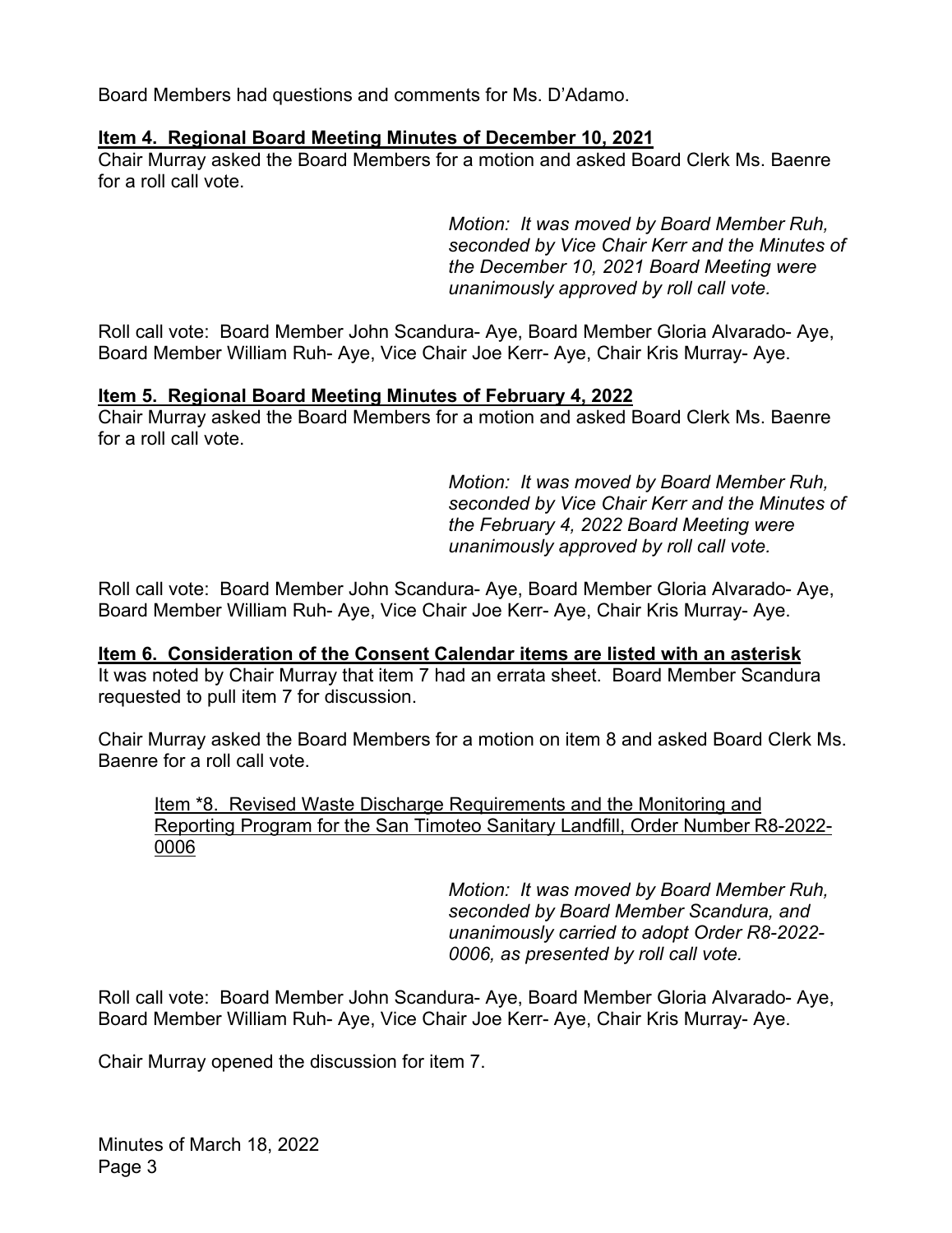Board Members had questions and comments for Ms. D'Adamo.

**Item 4. Regional Board Meeting Minutes of December 10, 2021**

Chair Murray asked the Board Members for a motion and asked Board Clerk Ms. Baenre for a roll call vote.

> *Motion: It was moved by Board Member Ruh, seconded by Vice Chair Kerr and the Minutes of the December 10, 2021 Board Meeting were unanimously approved by roll call vote.*

Roll call vote: Board Member John Scandura- Aye, Board Member Gloria Alvarado- Aye, Board Member William Ruh- Aye, Vice Chair Joe Kerr- Aye, Chair Kris Murray- Aye.

**Item 5. Regional Board Meeting Minutes of February 4, 2022**

Chair Murray asked the Board Members for a motion and asked Board Clerk Ms. Baenre for a roll call vote.

> *Motion: It was moved by Board Member Ruh, seconded by Vice Chair Kerr and the Minutes of the February 4, 2022 Board Meeting were unanimously approved by roll call vote.*

Roll call vote: Board Member John Scandura- Aye, Board Member Gloria Alvarado- Aye, Board Member William Ruh- Aye, Vice Chair Joe Kerr- Aye, Chair Kris Murray- Aye.

**Item 6. Consideration of the Consent Calendar items are listed with an asterisk**

It was noted by Chair Murray that item 7 had an errata sheet. Board Member Scandura requested to pull item 7 for discussion.

Chair Murray asked the Board Members for a motion on item 8 and asked Board Clerk Ms. Baenre for a roll call vote.

Item *8. Revised Waste Discharge Requirements and the Monitoring and Reporting Program for the San Timoteo Sanitary Landfill, Order Number R8-2022-0006

> *Motion: It was moved by Board Member Ruh, seconded by Board Member Scandura, and unanimously carried to adopt Order R8-2022-0006, as presented by roll call vote.*

Roll call vote: Board Member John Scandura- Aye, Board Member Gloria Alvarado- Aye, Board Member William Ruh- Aye, Vice Chair Joe Kerr- Aye, Chair Kris Murray- Aye.

Chair Murray opened the discussion for item 7.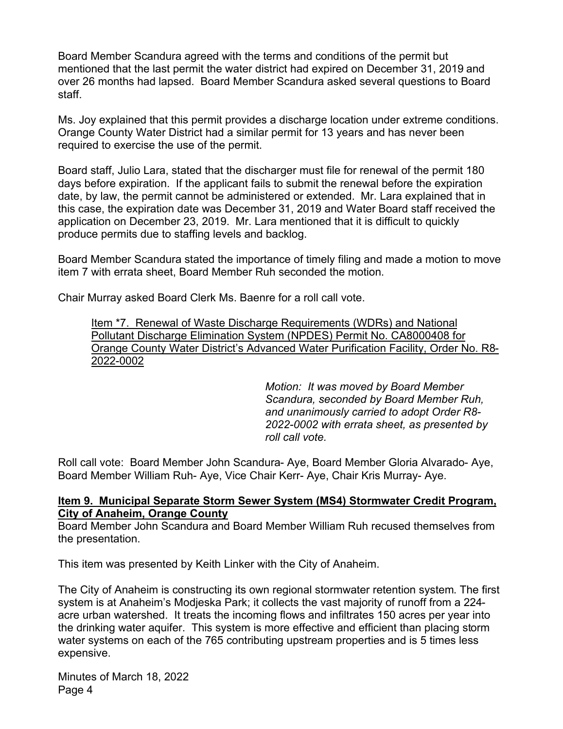Board Member Scandura agreed with the terms and conditions of the permit but mentioned that the last permit the water district had expired on December 31, 2019 and over 26 months had lapsed. Board Member Scandura asked several questions to Board staff.

Ms. Joy explained that this permit provides a discharge location under extreme conditions. Orange County Water District had a similar permit for 13 years and has never been required to exercise the use of the permit.

Board staff, Julio Lara, stated that the discharger must file for renewal of the permit 180 days before expiration. If the applicant fails to submit the renewal before the expiration date, by law, the permit cannot be administered or extended. Mr. Lara explained that in this case, the expiration date was December 31, 2019 and Water Board staff received the application on December 23, 2019. Mr. Lara mentioned that it is difficult to quickly produce permits due to staffing levels and backlog.

Board Member Scandura stated the importance of timely filing and made a motion to move item 7 with errata sheet, Board Member Ruh seconded the motion.

Chair Murray asked Board Clerk Ms. Baenre for a roll call vote.

> <u>Item *7. Renewal of Waste Discharge Requirements (WDRs) and National Pollutant Discharge Elimination System (NPDES) Permit No. CA8000408 for Orange County Water District's Advanced Water Purification Facility, Order No. R8-2022-0002</u>
>
> *Motion: It was moved by Board Member Scandura, seconded by Board Member Ruh, and unanimously carried to adopt Order R8-2022-0002 with errata sheet, as presented by roll call vote.*

Roll call vote: Board Member John Scandura- Aye, Board Member Gloria Alvarado- Aye, Board Member William Ruh- Aye, Vice Chair Kerr- Aye, Chair Kris Murray- Aye.

**<u>Item 9. Municipal Separate Storm Sewer System (MS4) Stormwater Credit Program, City of Anaheim, Orange County</u>**

Board Member John Scandura and Board Member William Ruh recused themselves from the presentation.

This item was presented by Keith Linker with the City of Anaheim.

The City of Anaheim is constructing its own regional stormwater retention system. The first system is at Anaheim's Modjeska Park; it collects the vast majority of runoff from a 224-acre urban watershed. It treats the incoming flows and infiltrates 150 acres per year into the drinking water aquifer. This system is more effective and efficient than placing storm water systems on each of the 765 contributing upstream properties and is 5 times less expensive.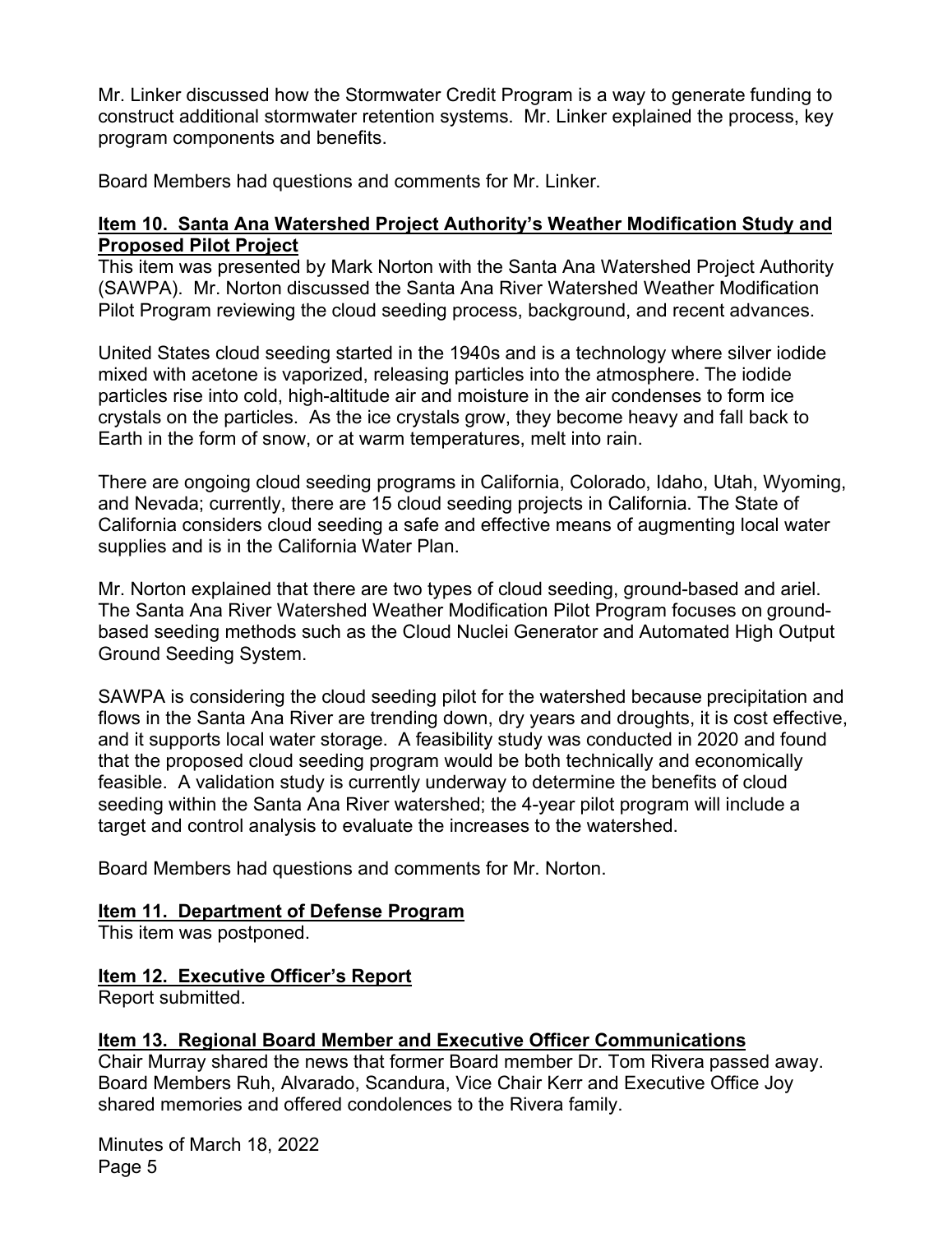Mr. Linker discussed how the Stormwater Credit Program is a way to generate funding to construct additional stormwater retention systems. Mr. Linker explained the process, key program components and benefits.

Board Members had questions and comments for Mr. Linker.

**Item 10. Santa Ana Watershed Project Authority's Weather Modification Study and Proposed Pilot Project**

This item was presented by Mark Norton with the Santa Ana Watershed Project Authority (SAWPA). Mr. Norton discussed the Santa Ana River Watershed Weather Modification Pilot Program reviewing the cloud seeding process, background, and recent advances.

United States cloud seeding started in the 1940s and is a technology where silver iodide mixed with acetone is vaporized, releasing particles into the atmosphere. The iodide particles rise into cold, high-altitude air and moisture in the air condenses to form ice crystals on the particles. As the ice crystals grow, they become heavy and fall back to Earth in the form of snow, or at warm temperatures, melt into rain.

There are ongoing cloud seeding programs in California, Colorado, Idaho, Utah, Wyoming, and Nevada; currently, there are 15 cloud seeding projects in California. The State of California considers cloud seeding a safe and effective means of augmenting local water supplies and is in the California Water Plan.

Mr. Norton explained that there are two types of cloud seeding, ground-based and ariel. The Santa Ana River Watershed Weather Modification Pilot Program focuses on ground-based seeding methods such as the Cloud Nuclei Generator and Automated High Output Ground Seeding System.

SAWPA is considering the cloud seeding pilot for the watershed because precipitation and flows in the Santa Ana River are trending down, dry years and droughts, it is cost effective, and it supports local water storage. A feasibility study was conducted in 2020 and found that the proposed cloud seeding program would be both technically and economically feasible. A validation study is currently underway to determine the benefits of cloud seeding within the Santa Ana River watershed; the 4-year pilot program will include a target and control analysis to evaluate the increases to the watershed.

Board Members had questions and comments for Mr. Norton.

**Item 11. Department of Defense Program**

This item was postponed.

**Item 12. Executive Officer's Report**

Report submitted.

**Item 13. Regional Board Member and Executive Officer Communications**

Chair Murray shared the news that former Board member Dr. Tom Rivera passed away. Board Members Ruh, Alvarado, Scandura, Vice Chair Kerr and Executive Office Joy shared memories and offered condolences to the Rivera family.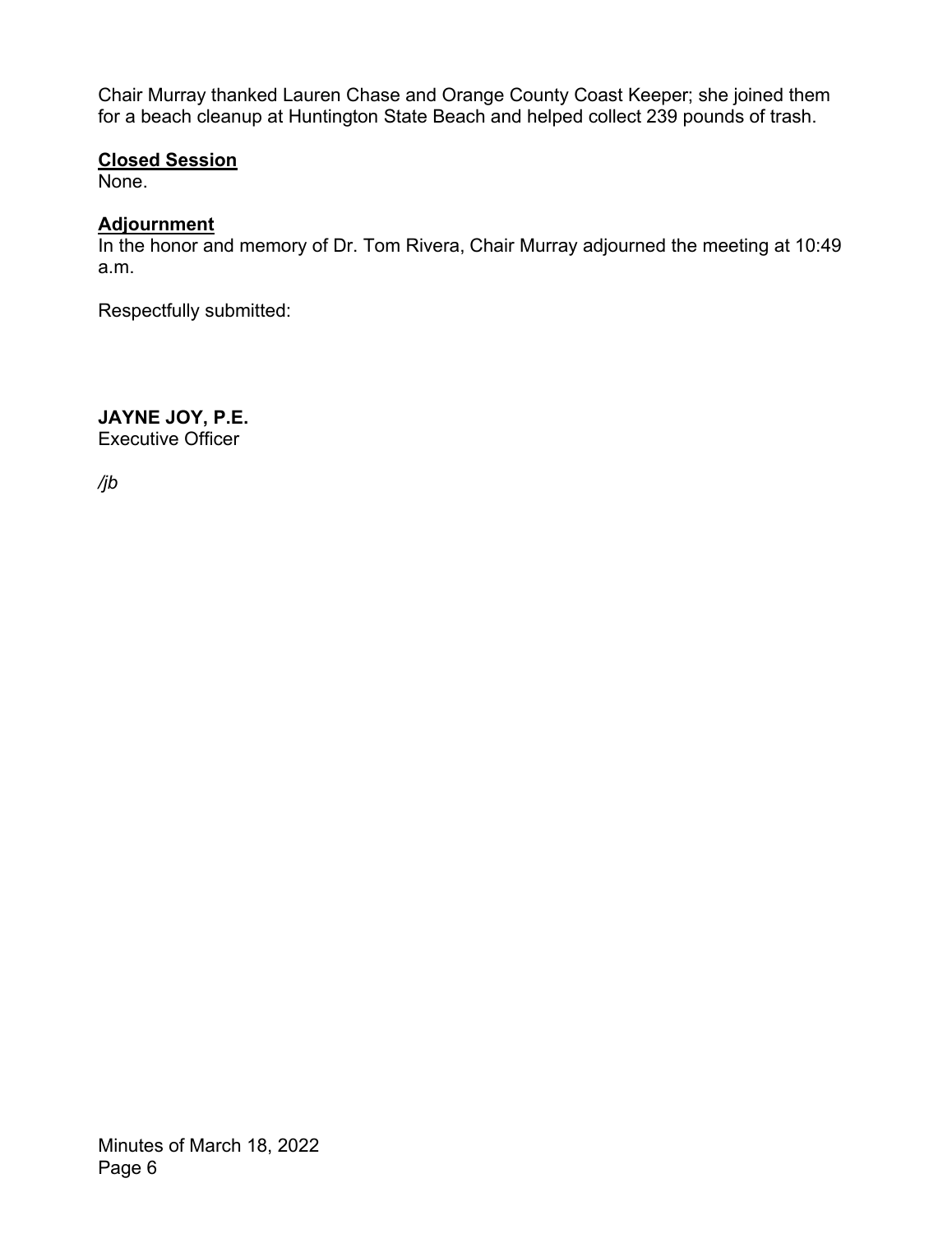Chair Murray thanked Lauren Chase and Orange County Coast Keeper; she joined them for a beach cleanup at Huntington State Beach and helped collect 239 pounds of trash.

**Closed Session**

None.

**Adjournment**

In the honor and memory of Dr. Tom Rivera, Chair Murray adjourned the meeting at 10:49 a.m.

Respectfully submitted:

**JAYNE JOY, P.E.**
Executive Officer

*/jb*